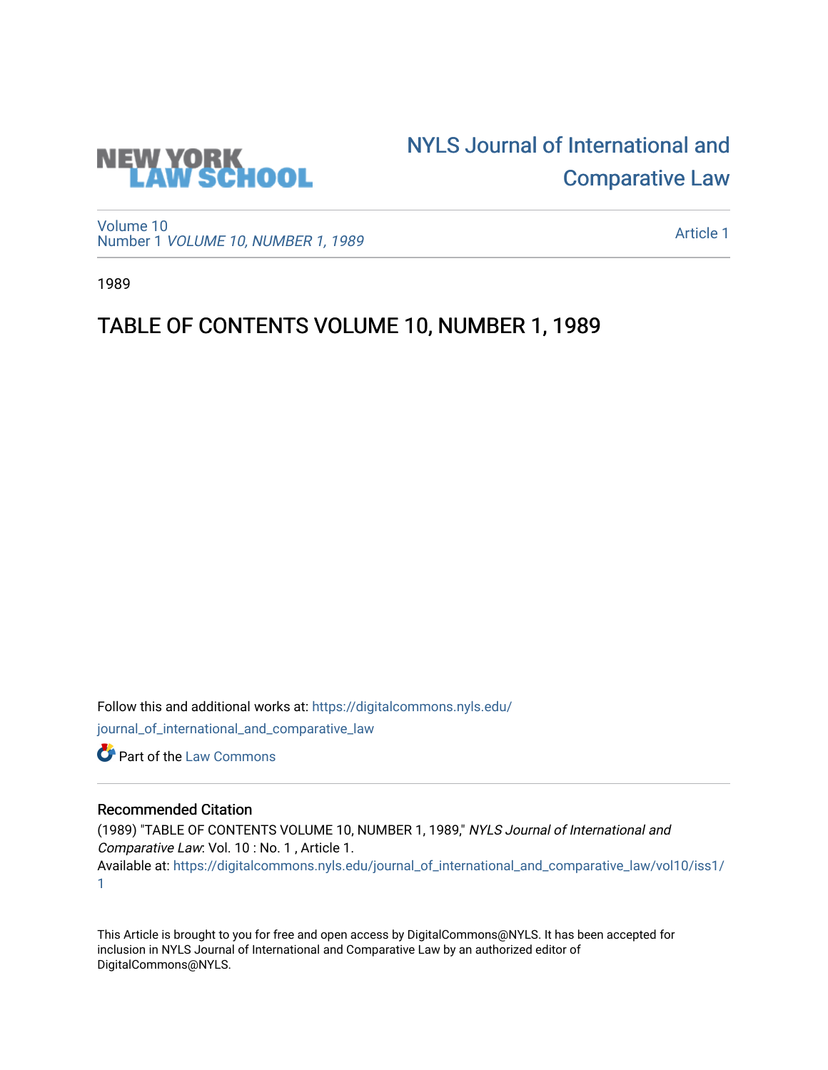NEW YORK LAW SCHOOL

NYLS Journal of International and Comparative Law

Volume 10
Number 1 *VOLUME 10, NUMBER 1, 1989*

Article 1

1989

# TABLE OF CONTENTS VOLUME 10, NUMBER 1, 1989

Follow this and additional works at: https://digitalcommons.nyls.edu/journal_of_international_and_comparative_law

Part of the Law Commons

## Recommended Citation

(1989) "TABLE OF CONTENTS VOLUME 10, NUMBER 1, 1989," *NYLS Journal of International and Comparative Law*: Vol. 10 : No. 1 , Article 1.
Available at: https://digitalcommons.nyls.edu/journal_of_international_and_comparative_law/vol10/iss1/1

This Article is brought to you for free and open access by DigitalCommons@NYLS. It has been accepted for inclusion in NYLS Journal of International and Comparative Law by an authorized editor of DigitalCommons@NYLS.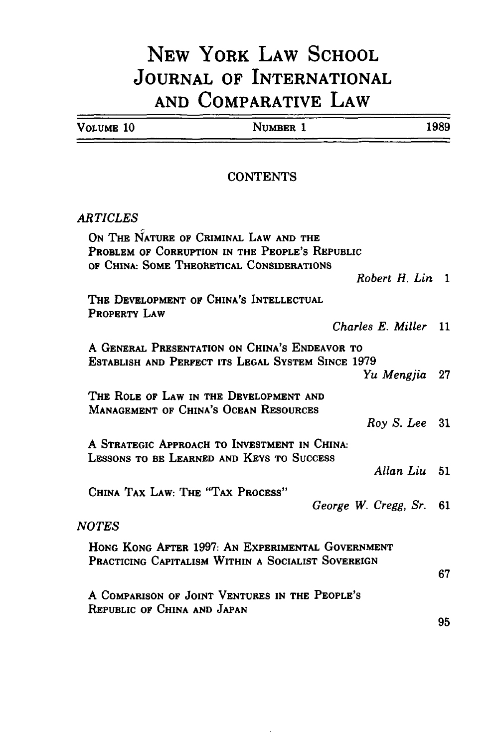# New York Law School Journal of International and Comparative Law

Volume 10 | Number 1 | 1989

## CONTENTS

### *ARTICLES*

On The Nature of Criminal Law and the Problem of Corruption in the People's Republic of China: Some Theoretical Considerations
*Robert H. Lin* 1

The Development of China's Intellectual Property Law
*Charles E. Miller* 11

A General Presentation on China's Endeavor to Establish and Perfect its Legal System Since 1979
*Yu Mengjia* 27

The Role of Law in the Development and Management of China's Ocean Resources
*Roy S. Lee* 31

A Strategic Approach to Investment in China: Lessons to be Learned and Keys to Success
*Allan Liu* 51

China Tax Law: The "Tax Process"
*George W. Cregg, Sr.* 61

### *NOTES*

Hong Kong After 1997: An Experimental Government Practicing Capitalism Within a Socialist Sovereign
67

A Comparison of Joint Ventures in the People's Republic of China and Japan
95